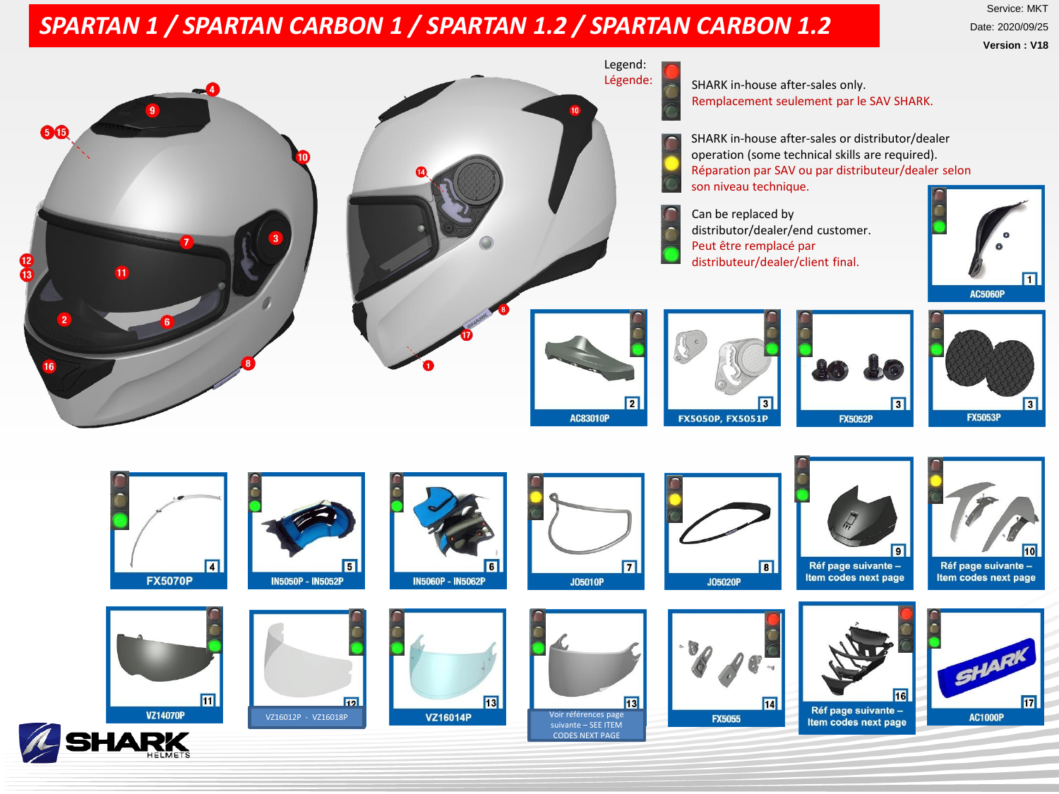# SPARTAN 1 / SPARTAN CARBON 1 / SPARTAN 1.2 / SPARTAN CARBON 1.2

Service: MKT
Date: 2020/09/25
**Version : V18**

Legend:
Légende:

- SHARK in-house after-sales only.
  Remplacement seulement par le SAV SHARK.
- SHARK in-house after-sales or distributor/dealer operation (some technical skills are required).
  Réparation par SAV ou par distributeur/dealer selon son niveau technique.
- Can be replaced by distributor/dealer/end customer.
  Peut être remplacé par distributeur/dealer/client final.

| N° | Reference |
|---|---|
| 1 | AC5060P |
| 2 | AC83010P |
| 3 | FX5050P, FX5051P |
| 3 | FX5052P |
| 3 | FX5053P |
| 4 | FX5070P |
| 5 | IN5050P - IN5052P |
| 6 | IN5060P - IN5062P |
| 7 | JO5010P |
| 8 | JO5020P |
| 9 | Réf page suivante – Item codes next page |
| 10 | Réf page suivante – Item codes next page |
| 11 | VZ14070P |
| 12 | VZ16012P - VZ16018P |
| 13 | VZ16014P |
| 13 | Voir références page suivante – SEE ITEM CODES NEXT PAGE |
| 14 | FX5055 |
| 16 | Réf page suivante – Item codes next page |
| 17 | AC1000P |

SHARK HELMETS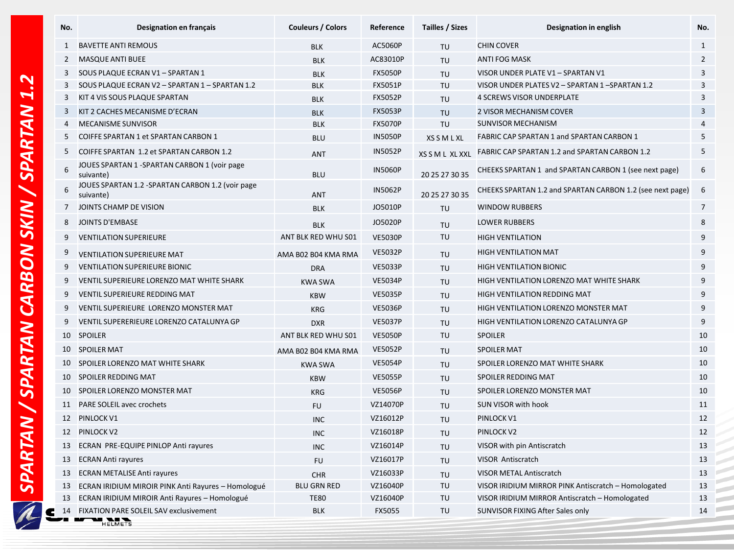# SPARTAN / SPARTAN CARBON SKIN / SPARTAN 1.2

| No. | Designation en français | Couleurs / Colors | Reference | Tailles / Sizes | Designation in english | No. |
|---|---|---|---|---|---|---|
| 1 | BAVETTE ANTI REMOUS | BLK | AC5060P | TU | CHIN COVER | 1 |
| 2 | MASQUE ANTI BUEE | BLK | AC83010P | TU | ANTI FOG MASK | 2 |
| 3 | SOUS PLAQUE ECRAN V1 – SPARTAN 1 | BLK | FX5050P | TU | VISOR UNDER PLATE V1 – SPARTAN V1 | 3 |
| 3 | SOUS PLAQUE ECRAN V2 – SPARTAN 1 – SPARTAN 1.2 | BLK | FX5051P | TU | VISOR UNDER PLATES V2 – SPARTAN 1 –SPARTAN 1.2 | 3 |
| 3 | KIT 4 VIS SOUS PLAQUE SPARTAN | BLK | FX5052P | TU | 4 SCREWS VISOR UNDERPLATE | 3 |
| 3 | KIT 2 CACHES MECANISME D'ECRAN | BLK | FX5053P | TU | 2 VISOR MECHANISM COVER | 3 |
| 4 | MECANISME SUNVISOR | BLK | FX5070P | TU | SUNVISOR MECHANISM | 4 |
| 5 | COIFFE SPARTAN 1 et SPARTAN CARBON 1 | BLU | IN5050P | XS S M L XL | FABRIC CAP SPARTAN 1 and SPARTAN CARBON 1 | 5 |
| 5 | COIFFE SPARTAN 1.2 et SPARTAN CARBON 1.2 | ANT | IN5052P | XS S M L XL XXL | FABRIC CAP SPARTAN 1.2 and SPARTAN CARBON 1.2 | 5 |
| 6 | JOUES SPARTAN 1 -SPARTAN CARBON 1 (voir page suivante) | BLU | IN5060P | 20 25 27 30 35 | CHEEKS SPARTAN 1 and SPARTAN CARBON 1 (see next page) | 6 |
| 6 | JOUES SPARTAN 1.2 -SPARTAN CARBON 1.2 (voir page suivante) | ANT | IN5062P | 20 25 27 30 35 | CHEEKS SPARTAN 1.2 and SPARTAN CARBON 1.2 (see next page) | 6 |
| 7 | JOINTS CHAMP DE VISION | BLK | JO5010P | TU | WINDOW RUBBERS | 7 |
| 8 | JOINTS D'EMBASE | BLK | JO5020P | TU | LOWER RUBBERS | 8 |
| 9 | VENTILATION SUPERIEURE | ANT BLK RED WHU S01 | VE5030P | TU | HIGH VENTILATION | 9 |
| 9 | VENTILATION SUPERIEURE MAT | AMA B02 B04 KMA RMA | VE5032P | TU | HIGH VENTILATION MAT | 9 |
| 9 | VENTILATION SUPERIEURE BIONIC | DRA | VE5033P | TU | HIGH VENTILATION BIONIC | 9 |
| 9 | VENTIL SUPERIEURE LORENZO MAT WHITE SHARK | KWA SWA | VE5034P | TU | HIGH VENTILATION LORENZO MAT WHITE SHARK | 9 |
| 9 | VENTIL SUPERIEURE REDDING MAT | KBW | VE5035P | TU | HIGH VENTILATION REDDING MAT | 9 |
| 9 | VENTIL SUPERIEURE LORENZO MONSTER MAT | KRG | VE5036P | TU | HIGH VENTILATION LORENZO MONSTER MAT | 9 |
| 9 | VENTIL SUPERERIEURE LORENZO CATALUNYA GP | DXR | VE5037P | TU | HIGH VENTILATION LORENZO CATALUNYA GP | 9 |
| 10 | SPOILER | ANT BLK RED WHU S01 | VE5050P | TU | SPOILER | 10 |
| 10 | SPOILER MAT | AMA B02 B04 KMA RMA | VE5052P | TU | SPOILER MAT | 10 |
| 10 | SPOILER LORENZO MAT WHITE SHARK | KWA SWA | VE5054P | TU | SPOILER LORENZO MAT WHITE SHARK | 10 |
| 10 | SPOILER REDDING MAT | KBW | VE5055P | TU | SPOILER REDDING MAT | 10 |
| 10 | SPOILER LORENZO MONSTER MAT | KRG | VE5056P | TU | SPOILER LORENZO MONSTER MAT | 10 |
| 11 | PARE SOLEIL avec crochets | FU | VZ14070P | TU | SUN VISOR with hook | 11 |
| 12 | PINLOCK V1 | INC | VZ16012P | TU | PINLOCK V1 | 12 |
| 12 | PINLOCK V2 | INC | VZ16018P | TU | PINLOCK V2 | 12 |
| 13 | ECRAN PRE-EQUIPE PINLOP Anti rayures | INC | VZ16014P | TU | VISOR with pin Antiscratch | 13 |
| 13 | ECRAN Anti rayures | FU | VZ16017P | TU | VISOR Antiscratch | 13 |
| 13 | ECRAN METALISE Anti rayures | CHR | VZ16033P | TU | VISOR METAL Antiscratch | 13 |
| 13 | ECRAN IRIDIUM MIROIR PINK Anti Rayures – Homologué | BLU GRN RED | VZ16040P | TU | VISOR IRIDIUM MIRROR PINK Antiscratch – Homologated | 13 |
| 13 | ECRAN IRIDIUM MIROIR Anti Rayures – Homologué | TE80 | VZ16040P | TU | VISOR IRIDIUM MIRROR Antiscratch – Homologated | 13 |
| 14 | FIXATION PARE SOLEIL SAV exclusivement | BLK | FX5055 | TU | SUNVISOR FIXING After Sales only | 14 |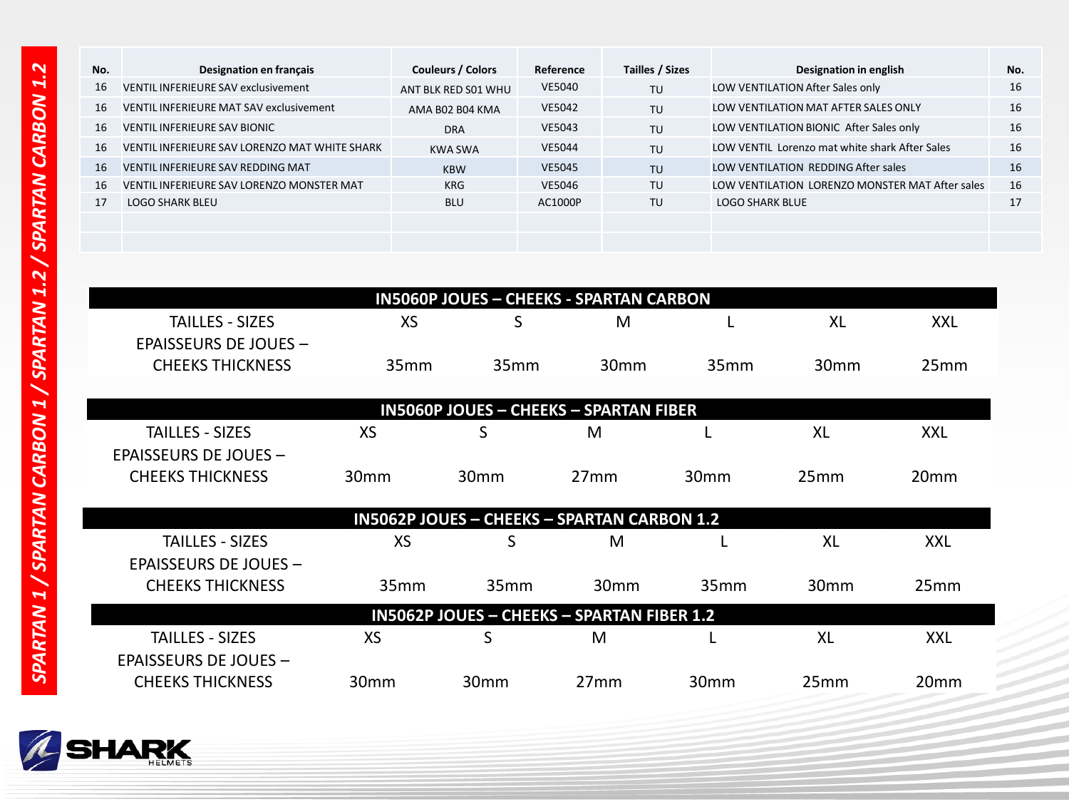| No. | Designation en français | Couleurs / Colors | Reference | Tailles / Sizes | Designation in english | No. |
|---|---|---|---|---|---|---|
| 16 | VENTIL INFERIEURE SAV exclusivement | ANT BLK RED S01 WHU | VE5040 | TU | LOW VENTILATION After Sales only | 16 |
| 16 | VENTIL INFERIEURE MAT SAV exclusivement | AMA B02 B04 KMA | VE5042 | TU | LOW VENTILATION MAT AFTER SALES ONLY | 16 |
| 16 | VENTIL INFERIEURE SAV BIONIC | DRA | VE5043 | TU | LOW VENTILATION BIONIC After Sales only | 16 |
| 16 | VENTIL INFERIEURE SAV LORENZO MAT WHITE SHARK | KWA SWA | VE5044 | TU | LOW VENTIL Lorenzo mat white shark After Sales | 16 |
| 16 | VENTIL INFERIEURE SAV REDDING MAT | KBW | VE5045 | TU | LOW VENTILATION REDDING After sales | 16 |
| 16 | VENTIL INFERIEURE SAV LORENZO MONSTER MAT | KRG | VE5046 | TU | LOW VENTILATION LORENZO MONSTER MAT After sales | 16 |
| 17 | LOGO SHARK BLEU | BLU | AC1000P | TU | LOGO SHARK BLUE | 17 |
| | | | | | | |
| | | | | | | |

| IN5060P JOUES – CHEEKS - SPARTAN CARBON | | | | | | |
|---|---|---|---|---|---|---|
| TAILLES - SIZES | XS | S | M | L | XL | XXL |
| EPAISSEURS DE JOUES – CHEEKS THICKNESS | 35mm | 35mm | 30mm | 35mm | 30mm | 25mm |

| IN5060P JOUES – CHEEKS – SPARTAN FIBER | | | | | | |
|---|---|---|---|---|---|---|
| TAILLES - SIZES | XS | S | M | L | XL | XXL |
| EPAISSEURS DE JOUES – CHEEKS THICKNESS | 30mm | 30mm | 27mm | 30mm | 25mm | 20mm |

| IN5062P JOUES – CHEEKS – SPARTAN CARBON 1.2 | | | | | | |
|---|---|---|---|---|---|---|
| TAILLES - SIZES | XS | S | M | L | XL | XXL |
| EPAISSEURS DE JOUES – CHEEKS THICKNESS | 35mm | 35mm | 30mm | 35mm | 30mm | 25mm |

| IN5062P JOUES – CHEEKS – SPARTAN FIBER 1.2 | | | | | | |
|---|---|---|---|---|---|---|
| TAILLES - SIZES | XS | S | M | L | XL | XXL |
| EPAISSEURS DE JOUES – CHEEKS THICKNESS | 30mm | 30mm | 27mm | 30mm | 25mm | 20mm |